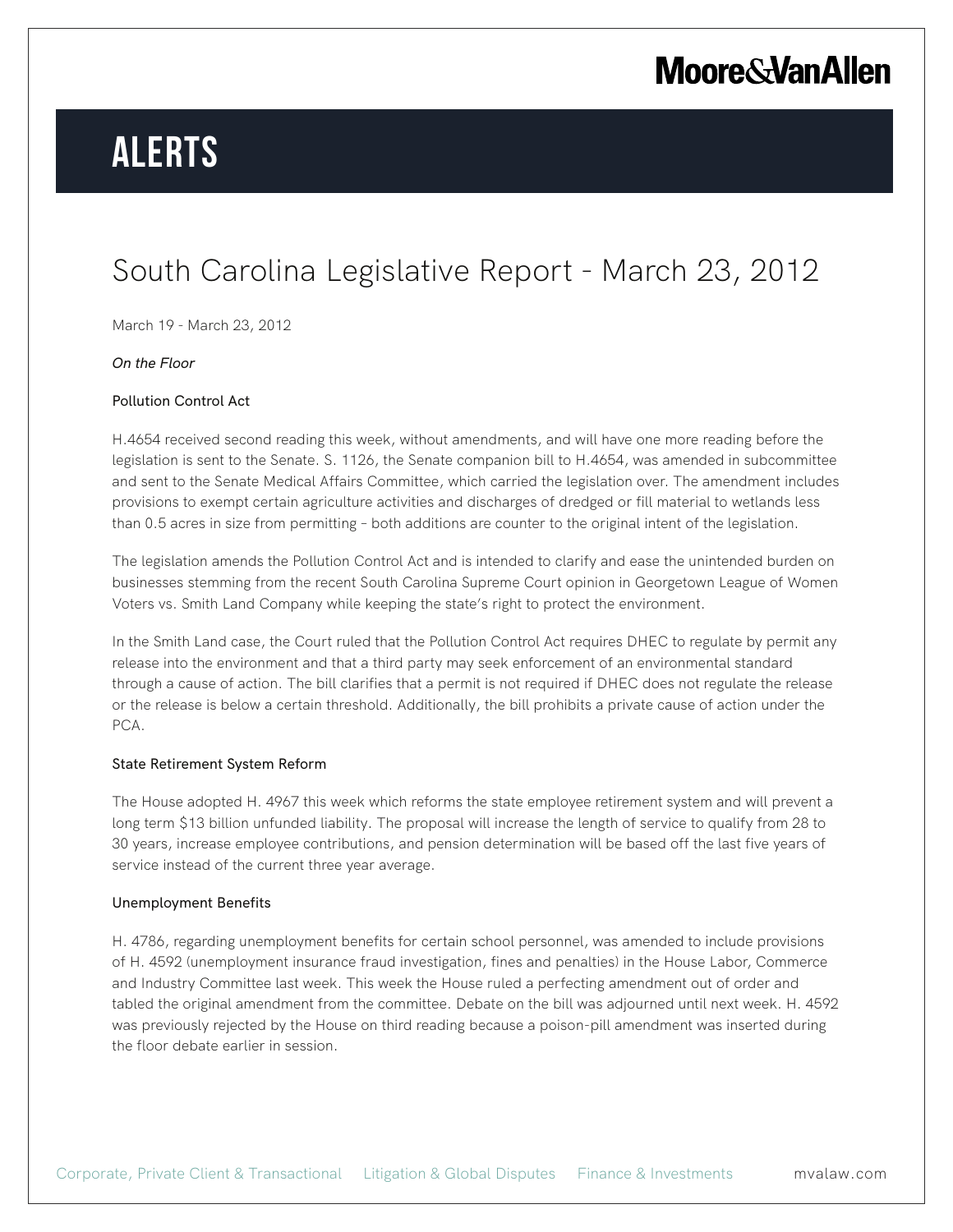# ALERTS

## South Carolina Legislative Report - March 23, 2012

March 19 - March 23, 2012

*On the Floor*

### Pollution Control Act

H.4654 received second reading this week, without amendments, and will have one more reading before the legislation is sent to the Senate. S. 1126, the Senate companion bill to H.4654, was amended in subcommittee and sent to the Senate Medical Affairs Committee, which carried the legislation over. The amendment includes provisions to exempt certain agriculture activities and discharges of dredged or fill material to wetlands less than 0.5 acres in size from permitting – both additions are counter to the original intent of the legislation.

The legislation amends the Pollution Control Act and is intended to clarify and ease the unintended burden on businesses stemming from the recent South Carolina Supreme Court opinion in Georgetown League of Women Voters vs. Smith Land Company while keeping the state's right to protect the environment.

In the Smith Land case, the Court ruled that the Pollution Control Act requires DHEC to regulate by permit any release into the environment and that a third party may seek enforcement of an environmental standard through a cause of action. The bill clarifies that a permit is not required if DHEC does not regulate the release or the release is below a certain threshold. Additionally, the bill prohibits a private cause of action under the PCA.

### State Retirement System Reform

The House adopted H. 4967 this week which reforms the state employee retirement system and will prevent a long term $13 billion unfunded liability. The proposal will increase the length of service to qualify from 28 to 30 years, increase employee contributions, and pension determination will be based off the last five years of service instead of the current three year average.

### Unemployment Benefits

H. 4786, regarding unemployment benefits for certain school personnel, was amended to include provisions of H. 4592 (unemployment insurance fraud investigation, fines and penalties) in the House Labor, Commerce and Industry Committee last week. This week the House ruled a perfecting amendment out of order and tabled the original amendment from the committee. Debate on the bill was adjourned until next week. H. 4592 was previously rejected by the House on third reading because a poison-pill amendment was inserted during the floor debate earlier in session.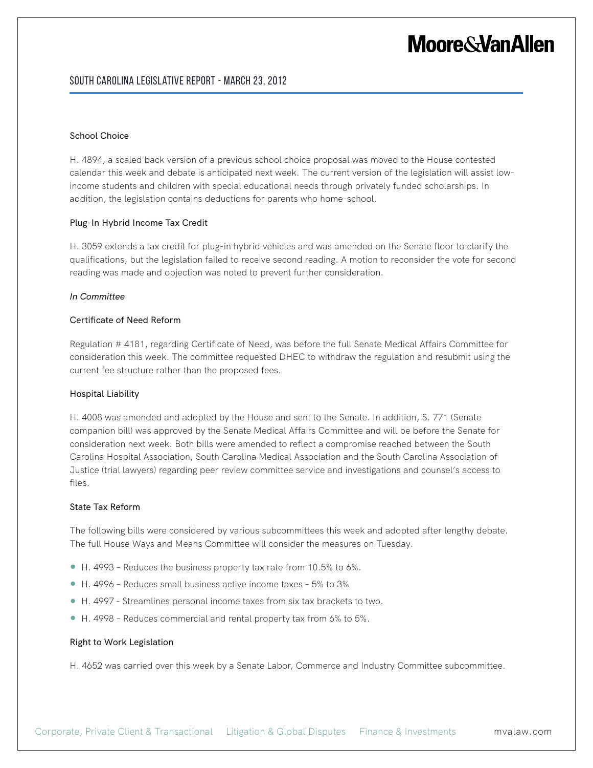### School Choice

H. 4894, a scaled back version of a previous school choice proposal was moved to the House contested calendar this week and debate is anticipated next week. The current version of the legislation will assist low-income students and children with special educational needs through privately funded scholarships. In addition, the legislation contains deductions for parents who home-school.

### Plug-In Hybrid Income Tax Credit

H. 3059 extends a tax credit for plug-in hybrid vehicles and was amended on the Senate floor to clarify the qualifications, but the legislation failed to receive second reading. A motion to reconsider the vote for second reading was made and objection was noted to prevent further consideration.

*In Committee*

### Certificate of Need Reform

Regulation # 4181, regarding Certificate of Need, was before the full Senate Medical Affairs Committee for consideration this week. The committee requested DHEC to withdraw the regulation and resubmit using the current fee structure rather than the proposed fees.

### Hospital Liability

H. 4008 was amended and adopted by the House and sent to the Senate. In addition, S. 771 (Senate companion bill) was approved by the Senate Medical Affairs Committee and will be before the Senate for consideration next week. Both bills were amended to reflect a compromise reached between the South Carolina Hospital Association, South Carolina Medical Association and the South Carolina Association of Justice (trial lawyers) regarding peer review committee service and investigations and counsel's access to files.

### State Tax Reform

The following bills were considered by various subcommittees this week and adopted after lengthy debate. The full House Ways and Means Committee will consider the measures on Tuesday.

- H. 4993 – Reduces the business property tax rate from 10.5% to 6%.
- H. 4996 – Reduces small business active income taxes – 5% to 3%
- H. 4997 - Streamlines personal income taxes from six tax brackets to two.
- H. 4998 – Reduces commercial and rental property tax from 6% to 5%.

### Right to Work Legislation

H. 4652 was carried over this week by a Senate Labor, Commerce and Industry Committee subcommittee.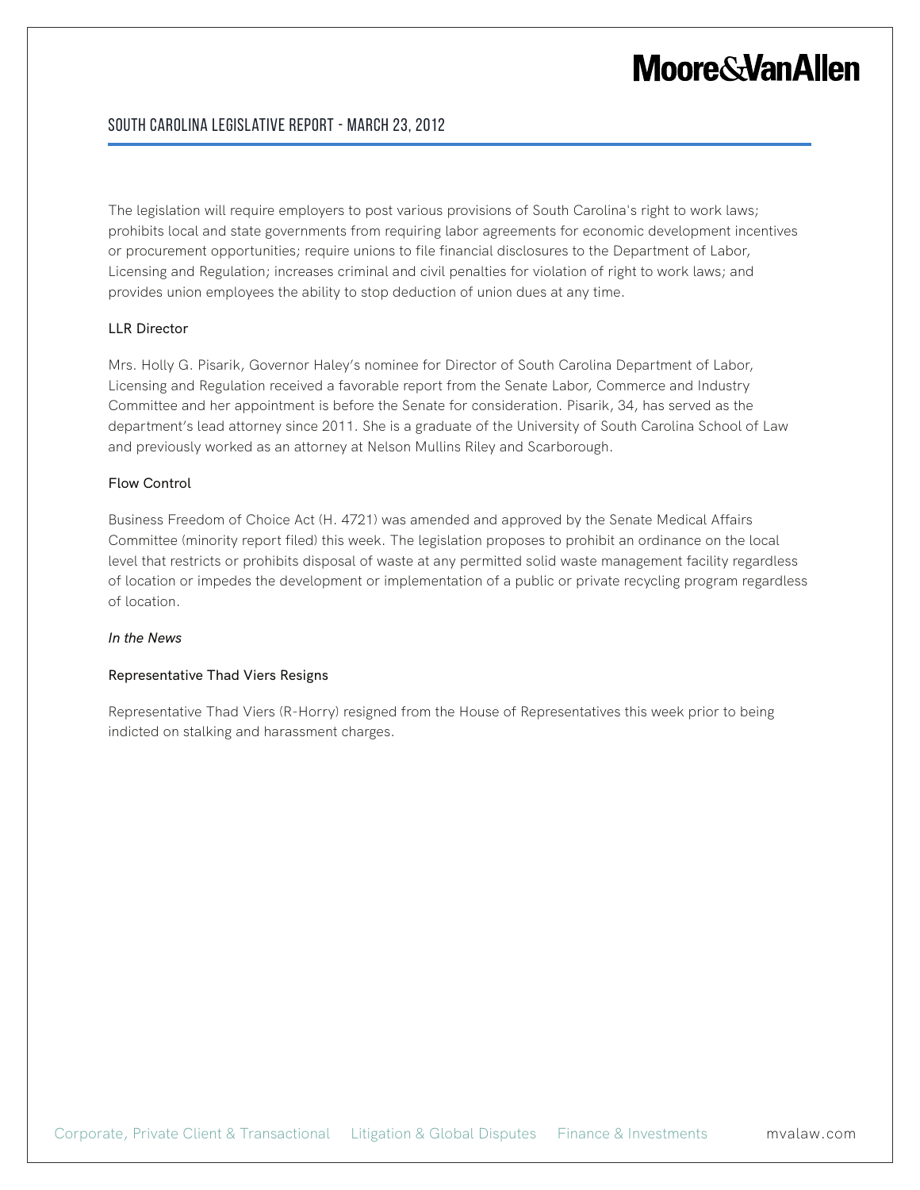The legislation will require employers to post various provisions of South Carolina's right to work laws; prohibits local and state governments from requiring labor agreements for economic development incentives or procurement opportunities; require unions to file financial disclosures to the Department of Labor, Licensing and Regulation; increases criminal and civil penalties for violation of right to work laws; and provides union employees the ability to stop deduction of union dues at any time.

### LLR Director

Mrs. Holly G. Pisarik, Governor Haley's nominee for Director of South Carolina Department of Labor, Licensing and Regulation received a favorable report from the Senate Labor, Commerce and Industry Committee and her appointment is before the Senate for consideration. Pisarik, 34, has served as the department's lead attorney since 2011. She is a graduate of the University of South Carolina School of Law and previously worked as an attorney at Nelson Mullins Riley and Scarborough.

### Flow Control

Business Freedom of Choice Act (H. 4721) was amended and approved by the Senate Medical Affairs Committee (minority report filed) this week. The legislation proposes to prohibit an ordinance on the local level that restricts or prohibits disposal of waste at any permitted solid waste management facility regardless of location or impedes the development or implementation of a public or private recycling program regardless of location.

## *In the News*

### Representative Thad Viers Resigns

Representative Thad Viers (R-Horry) resigned from the House of Representatives this week prior to being indicted on stalking and harassment charges.